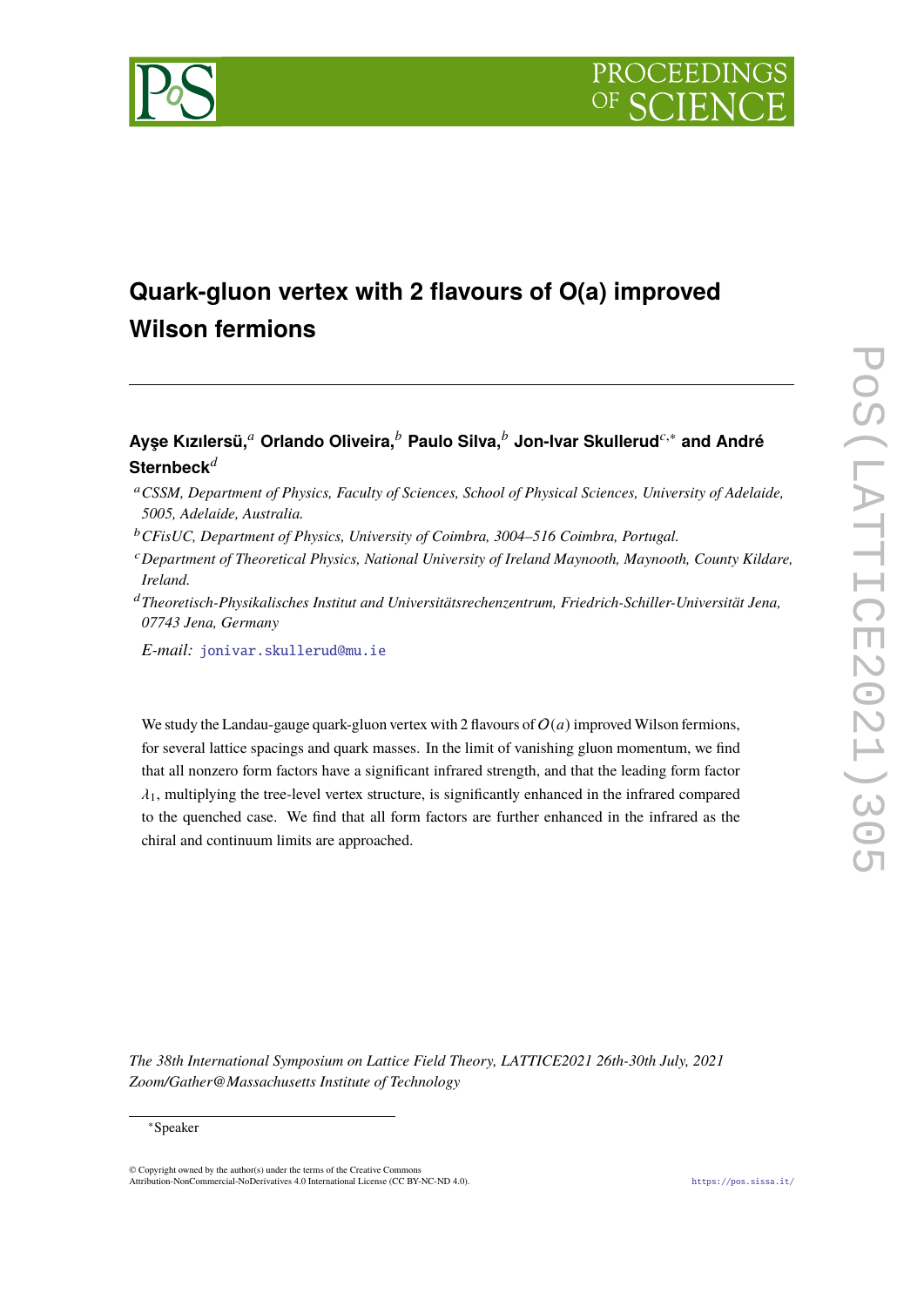# Quark-gluon vertex with 2 flavours of O(a) improved Wilson fermions

**Ayşe Kızılersü,**[a] **Orlando Oliveira,**[b] **Paulo Silva,**[b] **Jon-Ivar Skullerud**[c,*] **and André Sternbeck**[d]

[a] *CSSM, Department of Physics, Faculty of Sciences, School of Physical Sciences, University of Adelaide, 5005, Adelaide, Australia.*

[b] *CFisUC, Department of Physics, University of Coimbra, 3004–516 Coimbra, Portugal.*

[c] *Department of Theoretical Physics, National University of Ireland Maynooth, Maynooth, County Kildare, Ireland.*

[d] *Theoretisch-Physikalisches Institut and Universitätsrechenzentrum, Friedrich-Schiller-Universität Jena, 07743 Jena, Germany*

*E-mail:* jonivar.skullerud@mu.ie

We study the Landau-gauge quark-gluon vertex with 2 flavours of $O(a)$ improved Wilson fermions, for several lattice spacings and quark masses. In the limit of vanishing gluon momentum, we find that all nonzero form factors have a significant infrared strength, and that the leading form factor $\lambda_1$, multiplying the tree-level vertex structure, is significantly enhanced in the infrared compared to the quenched case. We find that all form factors are further enhanced in the infrared as the chiral and continuum limits are approached.

*The 38th International Symposium on Lattice Field Theory, LATTICE2021 26th-30th July, 2021 Zoom/Gather@Massachusetts Institute of Technology*

*Speaker

© Copyright owned by the author(s) under the terms of the Creative Commons Attribution-NonCommercial-NoDerivatives 4.0 International License (CC BY-NC-ND 4.0).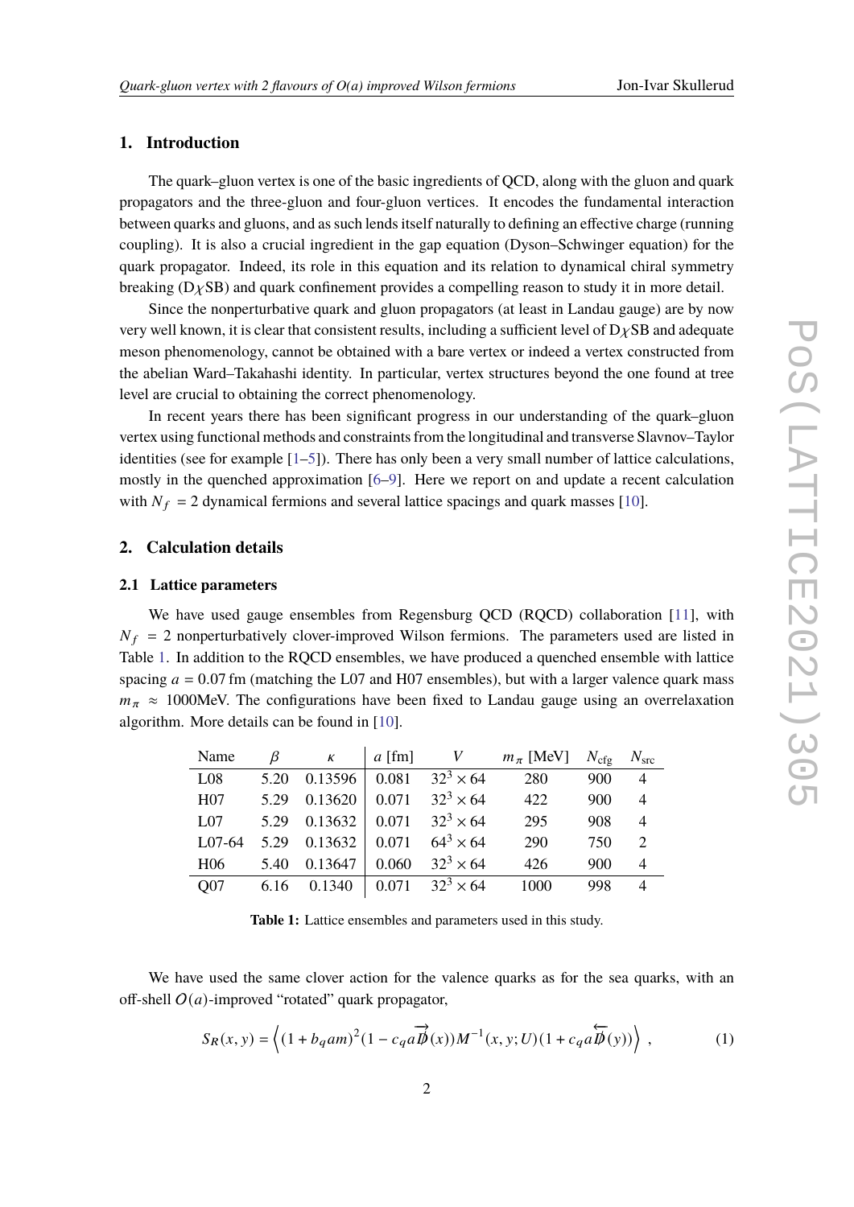## 1. Introduction

The quark–gluon vertex is one of the basic ingredients of QCD, along with the gluon and quark propagators and the three-gluon and four-gluon vertices. It encodes the fundamental interaction between quarks and gluons, and as such lends itself naturally to defining an effective charge (running coupling). It is also a crucial ingredient in the gap equation (Dyson–Schwinger equation) for the quark propagator. Indeed, its role in this equation and its relation to dynamical chiral symmetry breaking (D$\chi$SB) and quark confinement provides a compelling reason to study it in more detail.

Since the nonperturbative quark and gluon propagators (at least in Landau gauge) are by now very well known, it is clear that consistent results, including a sufficient level of D$\chi$SB and adequate meson phenomenology, cannot be obtained with a bare vertex or indeed a vertex constructed from the abelian Ward–Takahashi identity. In particular, vertex structures beyond the one found at tree level are crucial to obtaining the correct phenomenology.

In recent years there has been significant progress in our understanding of the quark–gluon vertex using functional methods and constraints from the longitudinal and transverse Slavnov–Taylor identities (see for example [1–5]). There has only been a very small number of lattice calculations, mostly in the quenched approximation [6–9]. Here we report on and update a recent calculation with $N_f = 2$ dynamical fermions and several lattice spacings and quark masses [10].

## 2. Calculation details

### 2.1 Lattice parameters

We have used gauge ensembles from Regensburg QCD (RQCD) collaboration [11], with $N_f = 2$ nonperturbatively clover-improved Wilson fermions. The parameters used are listed in Table 1. In addition to the RQCD ensembles, we have produced a quenched ensemble with lattice spacing $a = 0.07$ fm (matching the L07 and H07 ensembles), but with a larger valence quark mass $m_\pi \approx 1000$MeV. The configurations have been fixed to Landau gauge using an overrelaxation algorithm. More details can be found in [10].

| Name | $\beta$ | $\kappa$ | $a$ [fm] | $V$ | $m_\pi$ [MeV] | $N_{\text{cfg}}$ | $N_{\text{src}}$ |
|---|---|---|---|---|---|---|---|
| L08 | 5.20 | 0.13596 | 0.081 | $32^3 \times 64$ | 280 | 900 | 4 |
| H07 | 5.29 | 0.13620 | 0.071 | $32^3 \times 64$ | 422 | 900 | 4 |
| L07 | 5.29 | 0.13632 | 0.071 | $32^3 \times 64$ | 295 | 908 | 4 |
| L07-64 | 5.29 | 0.13632 | 0.071 | $64^3 \times 64$ | 290 | 750 | 2 |
| H06 | 5.40 | 0.13647 | 0.060 | $32^3 \times 64$ | 426 | 900 | 4 |
| Q07 | 6.16 | 0.1340 | 0.071 | $32^3 \times 64$ | 1000 | 998 | 4 |

**Table 1:** Lattice ensembles and parameters used in this study.

We have used the same clover action for the valence quarks as for the sea quarks, with an off-shell $O(a)$-improved "rotated" quark propagator,

$$S_R(x, y) = \left\langle (1 + b_q am)^2 (1 - c_q a \overrightarrow{\not{D}}(x)) M^{-1}(x, y; U)(1 + c_q a \overleftarrow{\not{D}}(y)) \right\rangle , \tag{1}$$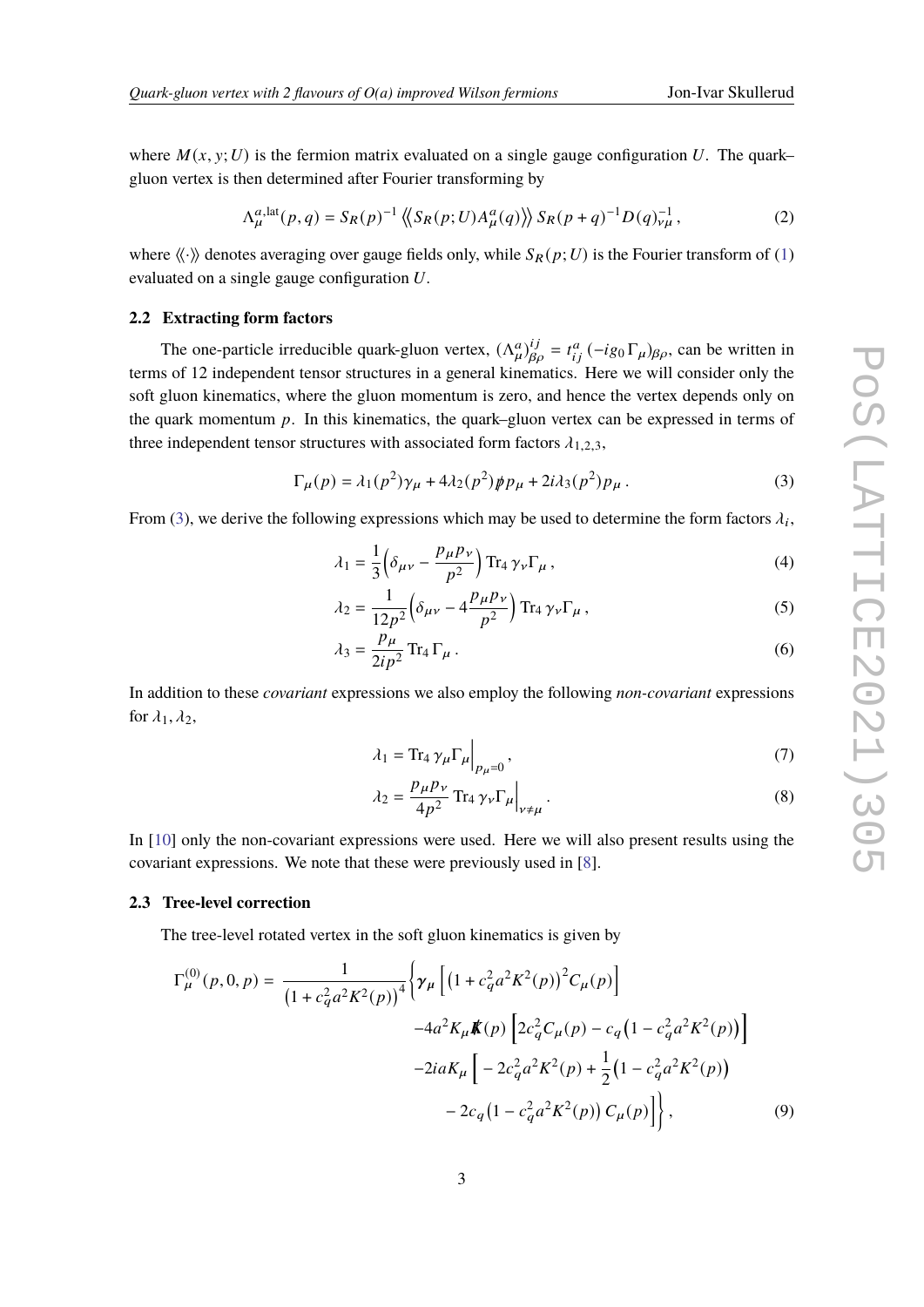where $M(x, y; U)$ is the fermion matrix evaluated on a single gauge configuration $U$. The quark–gluon vertex is then determined after Fourier transforming by

$$\Lambda^{a,\mathrm{lat}}_\mu(p,q) = S_R(p)^{-1} \left\langle\!\left\langle S_R(p;U) A^a_\mu(q) \right\rangle\!\right\rangle S_R(p+q)^{-1} D(q)^{-1}_{\nu\mu}\,, \tag{2}$$

where $\langle\!\langle \cdot \rangle\!\rangle$ denotes averaging over gauge fields only, while $S_R(p;U)$ is the Fourier transform of (1) evaluated on a single gauge configuration $U$.

### 2.2 Extracting form factors

The one-particle irreducible quark-gluon vertex, $(\Lambda^a_\mu)^{ij}_{\beta\rho} = t^a_{ij}\,(-ig_0\Gamma_\mu)_{\beta\rho}$, can be written in terms of 12 independent tensor structures in a general kinematics. Here we will consider only the soft gluon kinematics, where the gluon momentum is zero, and hence the vertex depends only on the quark momentum $p$. In this kinematics, the quark–gluon vertex can be expressed in terms of three independent tensor structures with associated form factors $\lambda_{1,2,3}$,

$$\Gamma_\mu(p) = \lambda_1(p^2)\gamma_\mu + 4\lambda_2(p^2)\not{p} p_\mu + 2i\lambda_3(p^2) p_\mu\,. \tag{3}$$

From (3), we derive the following expressions which may be used to determine the form factors $\lambda_i$,

$$\lambda_1 = \frac{1}{3}\Big(\delta_{\mu\nu} - \frac{p_\mu p_\nu}{p^2}\Big)\,\mathrm{Tr}_4\,\gamma_\nu\Gamma_\mu\,, \tag{4}$$

$$\lambda_2 = \frac{1}{12p^2}\Big(\delta_{\mu\nu} - 4\frac{p_\mu p_\nu}{p^2}\Big)\,\mathrm{Tr}_4\,\gamma_\nu\Gamma_\mu\,, \tag{5}$$

$$\lambda_3 = \frac{p_\mu}{2ip^2}\,\mathrm{Tr}_4\,\Gamma_\mu\,. \tag{6}$$

In addition to these *covariant* expressions we also employ the following *non-covariant* expressions for $\lambda_1, \lambda_2$,

$$\lambda_1 = \mathrm{Tr}_4\,\gamma_\mu\Gamma_\mu\Big|_{p_\mu=0}\,, \tag{7}$$

$$\lambda_2 = \frac{p_\mu p_\nu}{4p^2}\,\mathrm{Tr}_4\,\gamma_\nu\Gamma_\mu\Big|_{\nu\neq\mu}\,. \tag{8}$$

In [10] only the non-covariant expressions were used. Here we will also present results using the covariant expressions. We note that these were previously used in [8].

### 2.3 Tree-level correction

The tree-level rotated vertex in the soft gluon kinematics is given by

$$\begin{aligned}
\Gamma^{(0)}_\mu(p,0,p) = \frac{1}{\big(1+c_q^2a^2K^2(p)\big)^4}\bigg\{ & \gamma_\mu\Big[\big(1+c_q^2a^2K^2(p)\big)^2 C_\mu(p)\Big] \\
& -4a^2K_\mu \not{K}(p)\Big[2c_q^2 C_\mu(p) - c_q\big(1-c_q^2a^2K^2(p)\big)\Big] \\
& -2iaK_\mu\Big[-2c_q^2a^2K^2(p) + \frac{1}{2}\big(1-c_q^2a^2K^2(p)\big) \\
& \quad - 2c_q\big(1-c_q^2a^2K^2(p)\big)\,C_\mu(p)\Big]\bigg\}\,,
\end{aligned} \tag{9}$$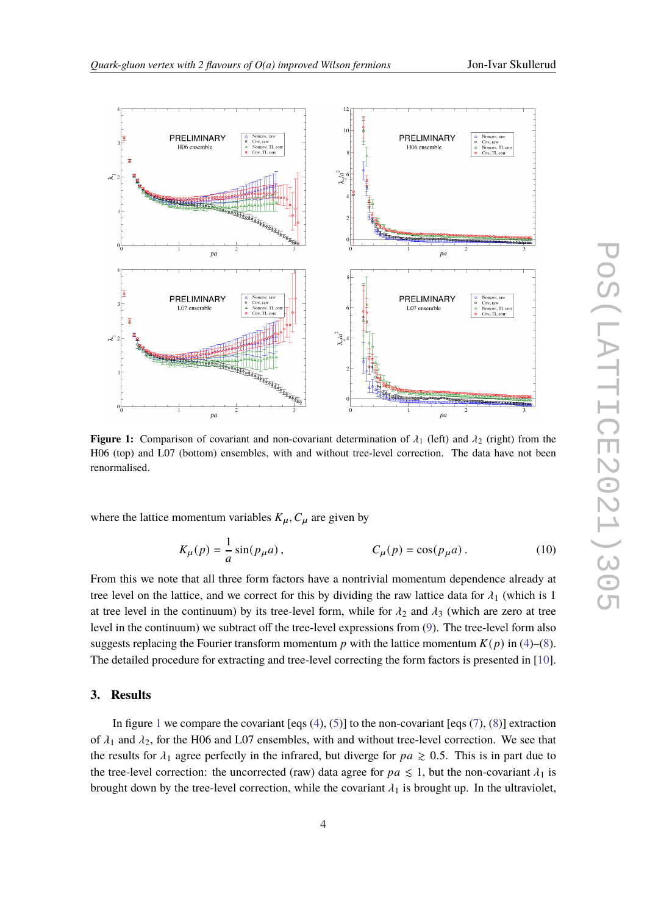**Figure 1:** Comparison of covariant and non-covariant determination of $\lambda_1$ (left) and $\lambda_2$ (right) from the H06 (top) and L07 (bottom) ensembles, with and without tree-level correction. The data have not been renormalised.

where the lattice momentum variables $K_\mu, C_\mu$ are given by

$$K_\mu(p) = \frac{1}{a}\sin(p_\mu a)\,, \qquad\qquad C_\mu(p) = \cos(p_\mu a)\,. \tag{10}$$

From this we note that all three form factors have a nontrivial momentum dependence already at tree level on the lattice, and we correct for this by dividing the raw lattice data for $\lambda_1$ (which is 1 at tree level in the continuum) by its tree-level form, while for $\lambda_2$ and $\lambda_3$ (which are zero at tree level in the continuum) we subtract off the tree-level expressions from (9). The tree-level form also suggests replacing the Fourier transform momentum $p$ with the lattice momentum $K(p)$ in (4)–(8). The detailed procedure for extracting and tree-level correcting the form factors is presented in [10].

## 3. Results

In figure 1 we compare the covariant [eqs (4), (5)] to the non-covariant [eqs (7), (8)] extraction of $\lambda_1$ and $\lambda_2$, for the H06 and L07 ensembles, with and without tree-level correction. We see that the results for $\lambda_1$ agree perfectly in the infrared, but diverge for $pa \gtrsim 0.5$. This is in part due to the tree-level correction: the uncorrected (raw) data agree for $pa \lesssim 1$, but the non-covariant $\lambda_1$ is brought down by the tree-level correction, while the covariant $\lambda_1$ is brought up. In the ultraviolet,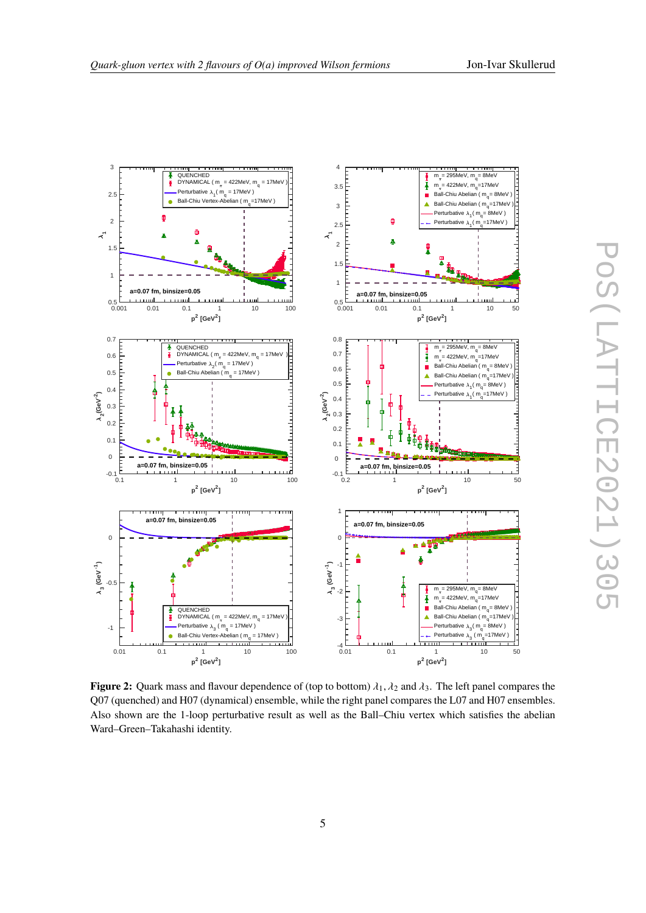**Figure 2:** Quark mass and flavour dependence of (top to bottom) $\lambda_1, \lambda_2$ and $\lambda_3$. The left panel compares the Q07 (quenched) and H07 (dynamical) ensemble, while the right panel compares the L07 and H07 ensembles. Also shown are the 1-loop perturbative result as well as the Ball–Chiu vertex which satisfies the abelian Ward–Green–Takahashi identity.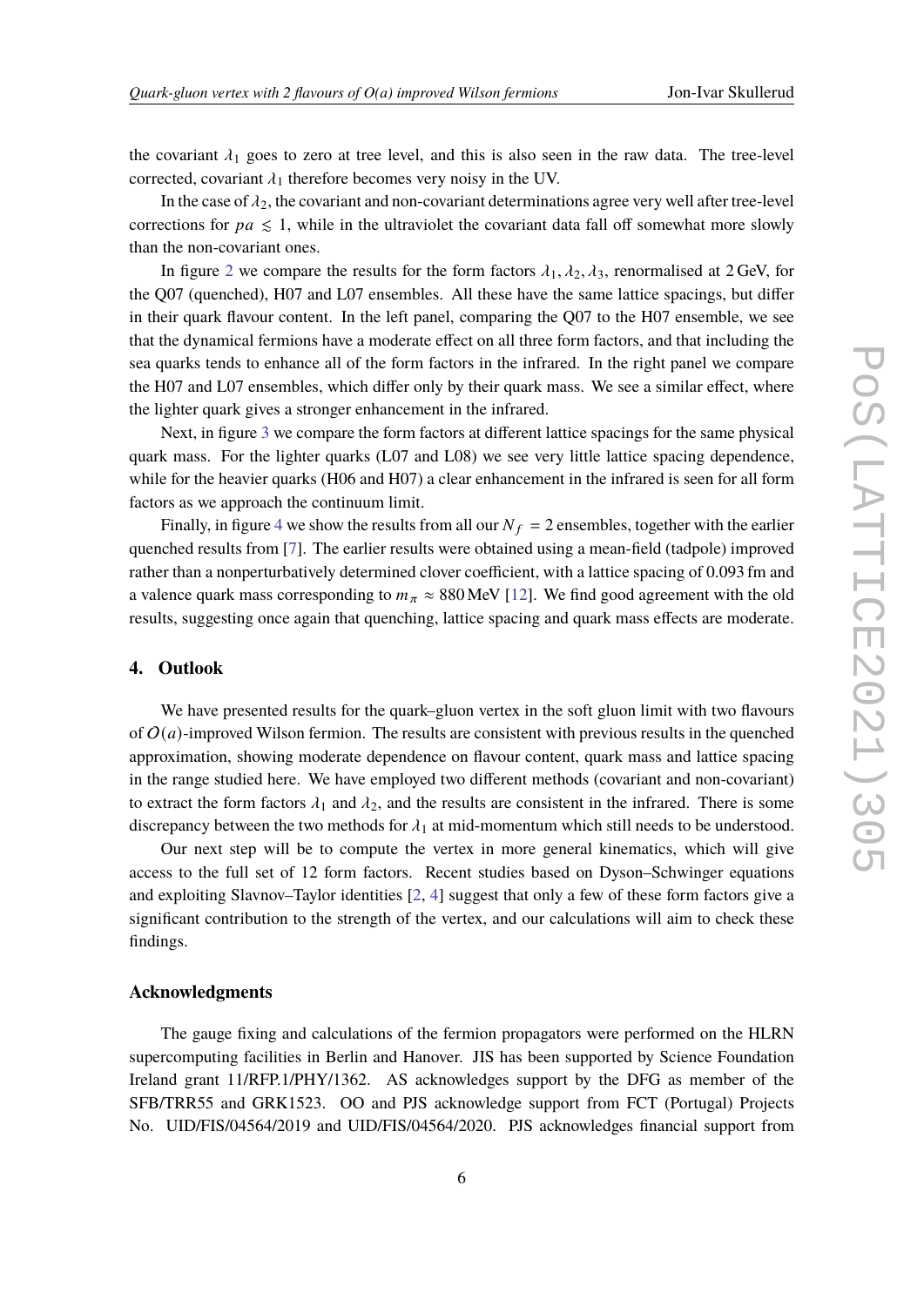the covariant $\lambda_1$ goes to zero at tree level, and this is also seen in the raw data. The tree-level corrected, covariant $\lambda_1$ therefore becomes very noisy in the UV.

In the case of $\lambda_2$, the covariant and non-covariant determinations agree very well after tree-level corrections for $pa \lesssim 1$, while in the ultraviolet the covariant data fall off somewhat more slowly than the non-covariant ones.

In figure 2 we compare the results for the form factors $\lambda_1, \lambda_2, \lambda_3$, renormalised at 2 GeV, for the Q07 (quenched), H07 and L07 ensembles. All these have the same lattice spacings, but differ in their quark flavour content. In the left panel, comparing the Q07 to the H07 ensemble, we see that the dynamical fermions have a moderate effect on all three form factors, and that including the sea quarks tends to enhance all of the form factors in the infrared. In the right panel we compare the H07 and L07 ensembles, which differ only by their quark mass. We see a similar effect, where the lighter quark gives a stronger enhancement in the infrared.

Next, in figure 3 we compare the form factors at different lattice spacings for the same physical quark mass. For the lighter quarks (L07 and L08) we see very little lattice spacing dependence, while for the heavier quarks (H06 and H07) a clear enhancement in the infrared is seen for all form factors as we approach the continuum limit.

Finally, in figure 4 we show the results from all our $N_f = 2$ ensembles, together with the earlier quenched results from [7]. The earlier results were obtained using a mean-field (tadpole) improved rather than a nonperturbatively determined clover coefficient, with a lattice spacing of 0.093 fm and a valence quark mass corresponding to $m_\pi \approx 880$ MeV [12]. We find good agreement with the old results, suggesting once again that quenching, lattice spacing and quark mass effects are moderate.

## 4. Outlook

We have presented results for the quark–gluon vertex in the soft gluon limit with two flavours of $O(a)$-improved Wilson fermion. The results are consistent with previous results in the quenched approximation, showing moderate dependence on flavour content, quark mass and lattice spacing in the range studied here. We have employed two different methods (covariant and non-covariant) to extract the form factors $\lambda_1$ and $\lambda_2$, and the results are consistent in the infrared. There is some discrepancy between the two methods for $\lambda_1$ at mid-momentum which still needs to be understood.

Our next step will be to compute the vertex in more general kinematics, which will give access to the full set of 12 form factors. Recent studies based on Dyson–Schwinger equations and exploiting Slavnov–Taylor identities [2, 4] suggest that only a few of these form factors give a significant contribution to the strength of the vertex, and our calculations will aim to check these findings.

### Acknowledgments

The gauge fixing and calculations of the fermion propagators were performed on the HLRN supercomputing facilities in Berlin and Hanover. JIS has been supported by Science Foundation Ireland grant 11/RFP.1/PHY/1362. AS acknowledges support by the DFG as member of the SFB/TRR55 and GRK1523. OO and PJS acknowledge support from FCT (Portugal) Projects No. UID/FIS/04564/2019 and UID/FIS/04564/2020. PJS acknowledges financial support from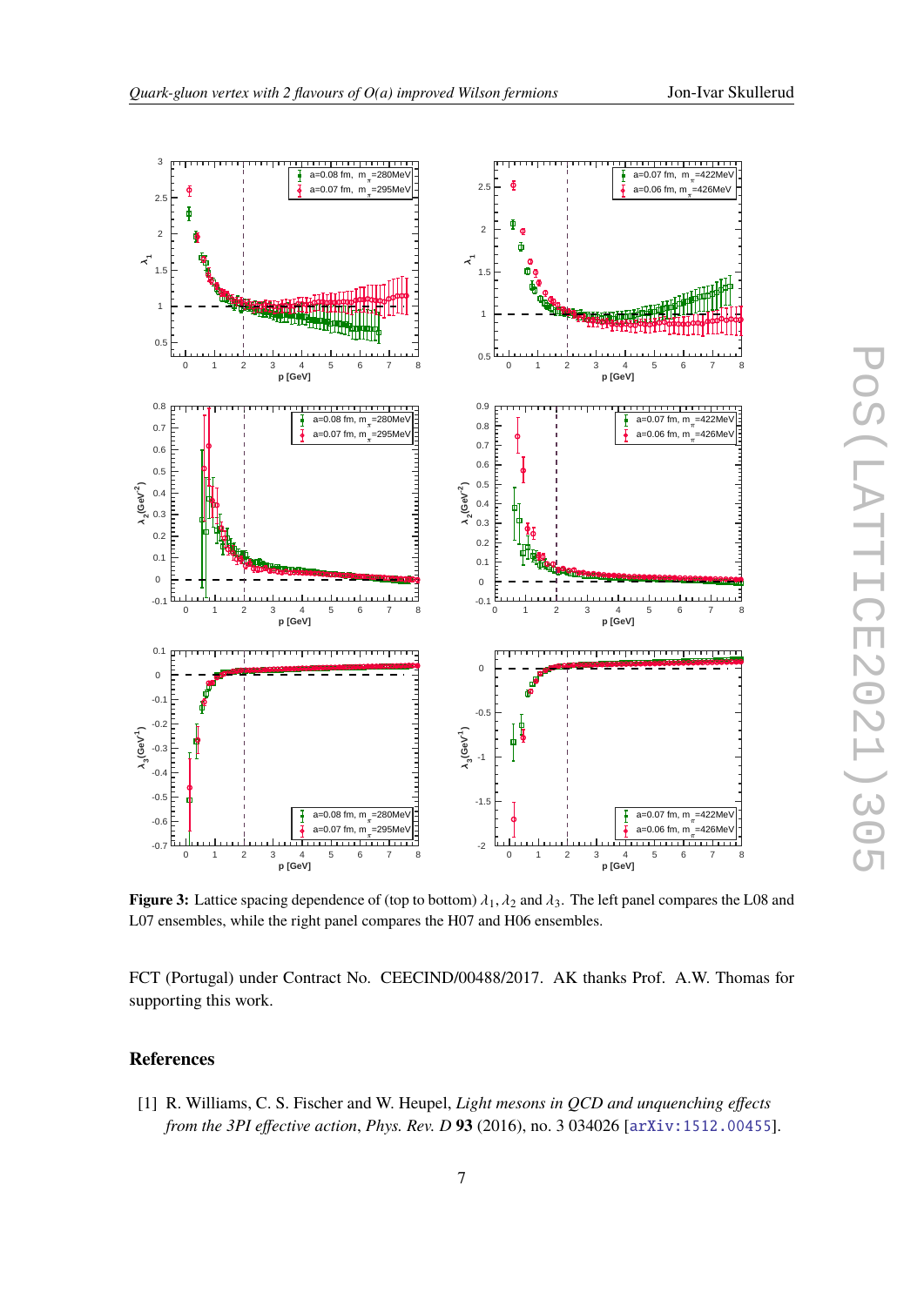**Figure 3:** Lattice spacing dependence of (top to bottom) $\lambda_1, \lambda_2$ and $\lambda_3$. The left panel compares the L08 and L07 ensembles, while the right panel compares the H07 and H06 ensembles.

FCT (Portugal) under Contract No. CEECIND/00488/2017. AK thanks Prof. A.W. Thomas for supporting this work.

## References

[1] R. Williams, C. S. Fischer and W. Heupel, *Light mesons in QCD and unquenching effects from the 3PI effective action*, *Phys. Rev. D* **93** (2016), no. 3 034026 [arXiv:1512.00455].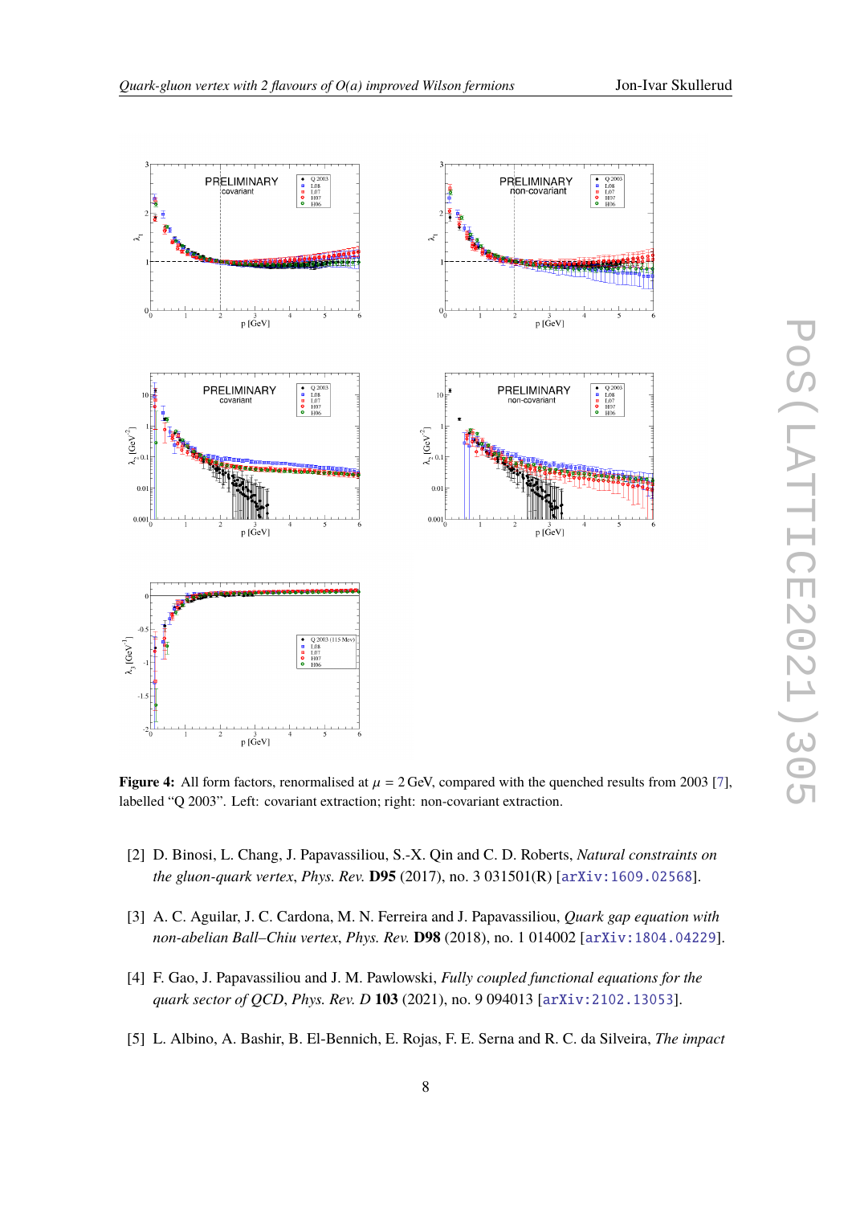**Figure 4:** All form factors, renormalised at $\mu = 2\,$GeV, compared with the quenched results from 2003 [7], labelled "Q 2003". Left: covariant extraction; right: non-covariant extraction.

[2] D. Binosi, L. Chang, J. Papavassiliou, S.-X. Qin and C. D. Roberts, *Natural constraints on the gluon-quark vertex*, *Phys. Rev.* **D95** (2017), no. 3 031501(R) [arXiv:1609.02568].

[3] A. C. Aguilar, J. C. Cardona, M. N. Ferreira and J. Papavassiliou, *Quark gap equation with non-abelian Ball–Chiu vertex*, *Phys. Rev.* **D98** (2018), no. 1 014002 [arXiv:1804.04229].

[4] F. Gao, J. Papavassiliou and J. M. Pawlowski, *Fully coupled functional equations for the quark sector of QCD*, *Phys. Rev. D* **103** (2021), no. 9 094013 [arXiv:2102.13053].

[5] L. Albino, A. Bashir, B. El-Bennich, E. Rojas, F. E. Serna and R. C. da Silveira, *The impact*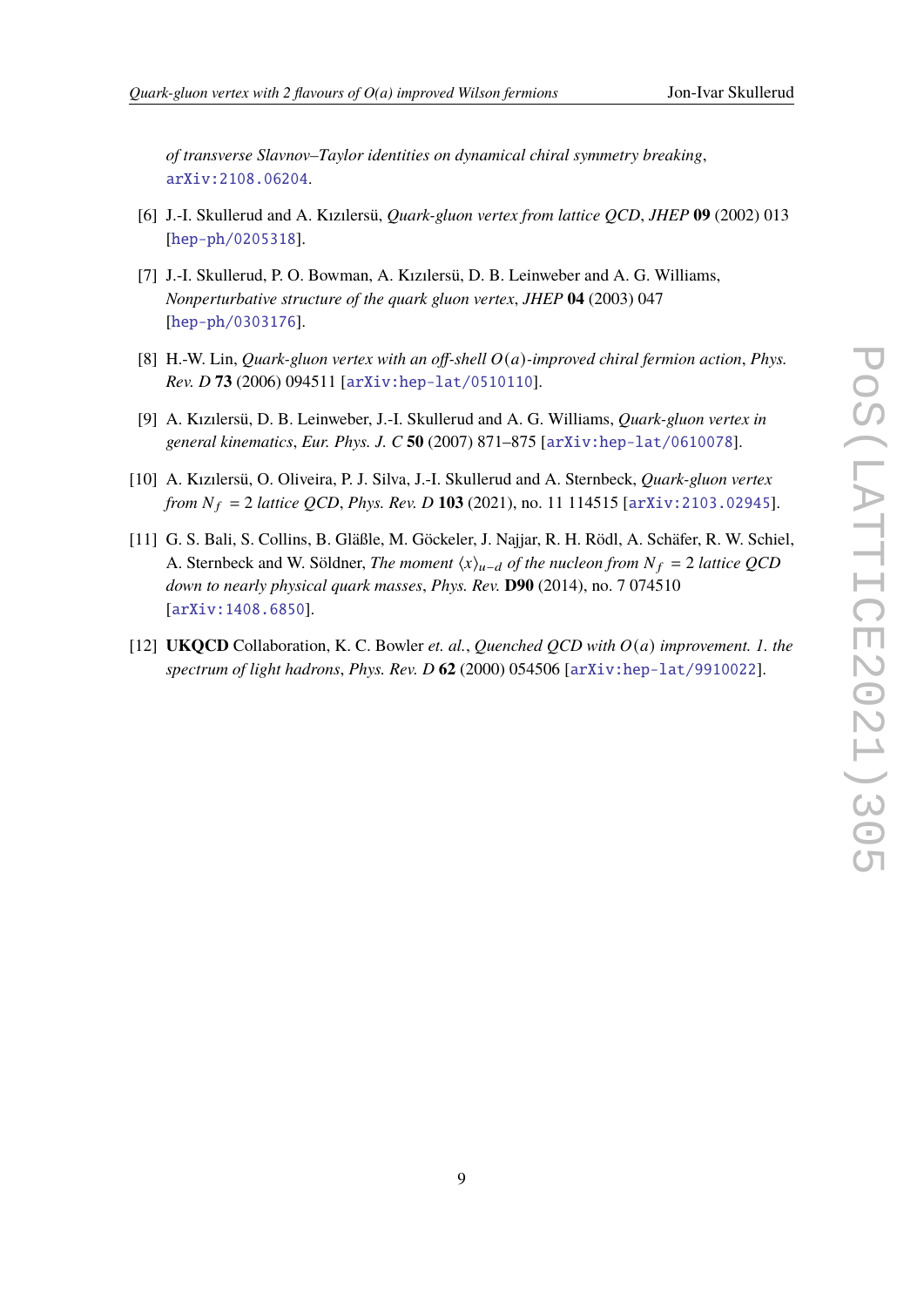*of transverse Slavnov–Taylor identities on dynamical chiral symmetry breaking*, arXiv:2108.06204.

[6] J.-I. Skullerud and A. Kızılersü, *Quark-gluon vertex from lattice QCD*, *JHEP* **09** (2002) 013 [hep-ph/0205318].

[7] J.-I. Skullerud, P. O. Bowman, A. Kızılersü, D. B. Leinweber and A. G. Williams, *Nonperturbative structure of the quark gluon vertex*, *JHEP* **04** (2003) 047 [hep-ph/0303176].

[8] H.-W. Lin, *Quark-gluon vertex with an off-shell $O(a)$-improved chiral fermion action*, *Phys. Rev. D* **73** (2006) 094511 [arXiv:hep-lat/0510110].

[9] A. Kızılersü, D. B. Leinweber, J.-I. Skullerud and A. G. Williams, *Quark-gluon vertex in general kinematics*, *Eur. Phys. J. C* **50** (2007) 871–875 [arXiv:hep-lat/0610078].

[10] A. Kızılersü, O. Oliveira, P. J. Silva, J.-I. Skullerud and A. Sternbeck, *Quark-gluon vertex from $N_f = 2$ lattice QCD*, *Phys. Rev. D* **103** (2021), no. 11 114515 [arXiv:2103.02945].

[11] G. S. Bali, S. Collins, B. Gläßle, M. Göckeler, J. Najjar, R. H. Rödl, A. Schäfer, R. W. Schiel, A. Sternbeck and W. Söldner, *The moment $\langle x \rangle_{u-d}$ of the nucleon from $N_f = 2$ lattice QCD down to nearly physical quark masses*, *Phys. Rev.* **D90** (2014), no. 7 074510 [arXiv:1408.6850].

[12] **UKQCD** Collaboration, K. C. Bowler *et. al.*, *Quenched QCD with $O(a)$ improvement. 1. the spectrum of light hadrons*, *Phys. Rev. D* **62** (2000) 054506 [arXiv:hep-lat/9910022].